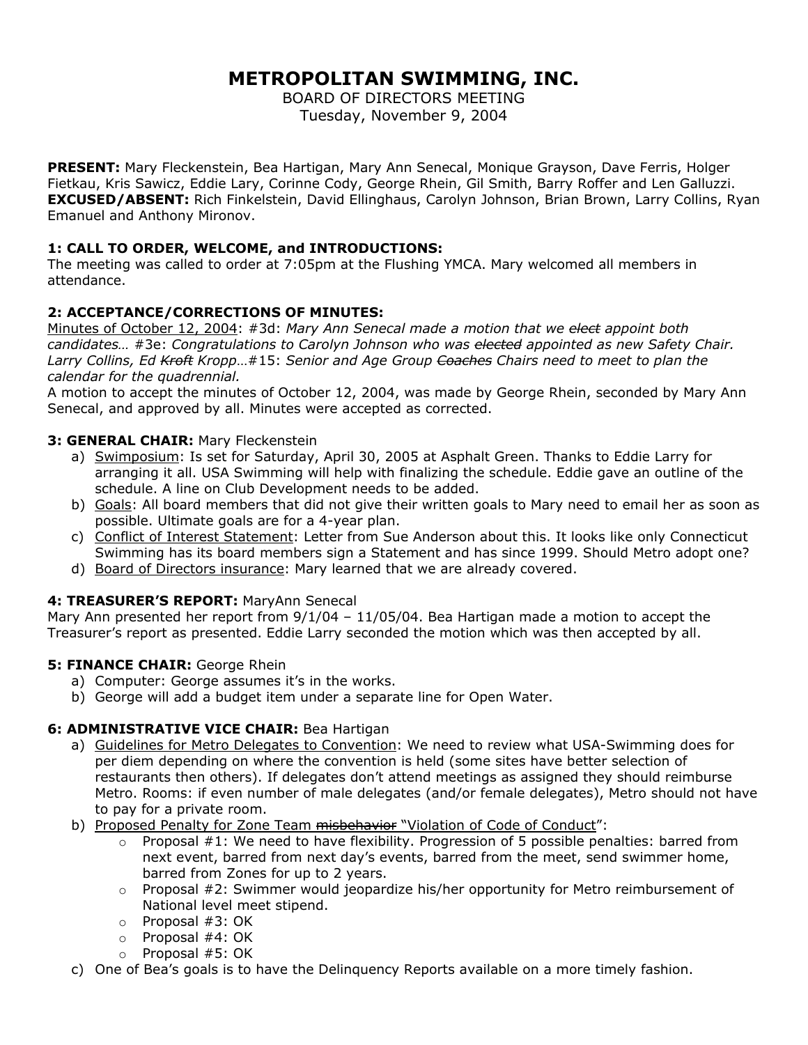# METROPOLITAN SWIMMING, INC.

BOARD OF DIRECTORS MEETING
Tuesday, November 9, 2004

**PRESENT:** Mary Fleckenstein, Bea Hartigan, Mary Ann Senecal, Monique Grayson, Dave Ferris, Holger Fietkau, Kris Sawicz, Eddie Lary, Corinne Cody, George Rhein, Gil Smith, Barry Roffer and Len Galluzzi.
**EXCUSED/ABSENT:** Rich Finkelstein, David Ellinghaus, Carolyn Johnson, Brian Brown, Larry Collins, Ryan Emanuel and Anthony Mironov.

### 1: CALL TO ORDER, WELCOME, and INTRODUCTIONS:

The meeting was called to order at 7:05pm at the Flushing YMCA. Mary welcomed all members in attendance.

### 2: ACCEPTANCE/CORRECTIONS OF MINUTES:

Minutes of October 12, 2004: #3d: *Mary Ann Senecal made a motion that we ~~elect~~ appoint both candidates…* #3e: *Congratulations to Carolyn Johnson who was ~~elected~~ appointed as new Safety Chair. Larry Collins, Ed ~~Kroft~~ Kropp…*#15: *Senior and Age Group ~~Coaches~~ Chairs need to meet to plan the calendar for the quadrennial.*
A motion to accept the minutes of October 12, 2004, was made by George Rhein, seconded by Mary Ann Senecal, and approved by all. Minutes were accepted as corrected.

### 3: GENERAL CHAIR: Mary Fleckenstein

a) Swimposium: Is set for Saturday, April 30, 2005 at Asphalt Green. Thanks to Eddie Larry for arranging it all. USA Swimming will help with finalizing the schedule. Eddie gave an outline of the schedule. A line on Club Development needs to be added.
b) Goals: All board members that did not give their written goals to Mary need to email her as soon as possible. Ultimate goals are for a 4-year plan.
c) Conflict of Interest Statement: Letter from Sue Anderson about this. It looks like only Connecticut Swimming has its board members sign a Statement and has since 1999. Should Metro adopt one?
d) Board of Directors insurance: Mary learned that we are already covered.

### 4: TREASURER'S REPORT: MaryAnn Senecal

Mary Ann presented her report from 9/1/04 – 11/05/04. Bea Hartigan made a motion to accept the Treasurer's report as presented. Eddie Larry seconded the motion which was then accepted by all.

### 5: FINANCE CHAIR: George Rhein

a) Computer: George assumes it's in the works.
b) George will add a budget item under a separate line for Open Water.

### 6: ADMINISTRATIVE VICE CHAIR: Bea Hartigan

a) Guidelines for Metro Delegates to Convention: We need to review what USA-Swimming does for per diem depending on where the convention is held (some sites have better selection of restaurants then others). If delegates don't attend meetings as assigned they should reimburse Metro. Rooms: if even number of male delegates (and/or female delegates), Metro should not have to pay for a private room.
b) Proposed Penalty for Zone Team ~~misbehavior~~ "Violation of Code of Conduct":
   - Proposal #1: We need to have flexibility. Progression of 5 possible penalties: barred from next event, barred from next day's events, barred from the meet, send swimmer home, barred from Zones for up to 2 years.
   - Proposal #2: Swimmer would jeopardize his/her opportunity for Metro reimbursement of National level meet stipend.
   - Proposal #3: OK
   - Proposal #4: OK
   - Proposal #5: OK
c) One of Bea's goals is to have the Delinquency Reports available on a more timely fashion.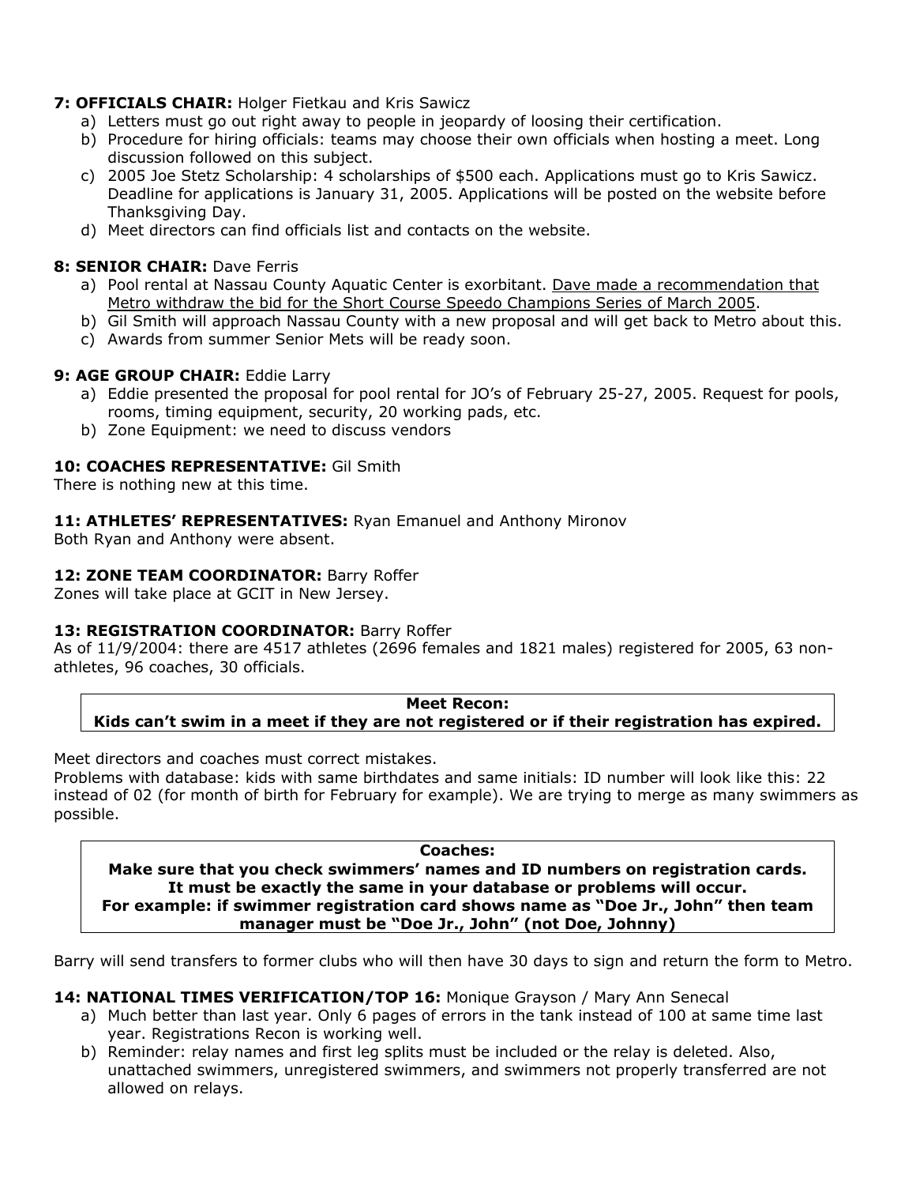**7: OFFICIALS CHAIR:** Holger Fietkau and Kris Sawicz

a) Letters must go out right away to people in jeopardy of loosing their certification.
b) Procedure for hiring officials: teams may choose their own officials when hosting a meet. Long discussion followed on this subject.
c) 2005 Joe Stetz Scholarship: 4 scholarships of $500 each. Applications must go to Kris Sawicz. Deadline for applications is January 31, 2005. Applications will be posted on the website before Thanksgiving Day.
d) Meet directors can find officials list and contacts on the website.

**8: SENIOR CHAIR:** Dave Ferris

a) Pool rental at Nassau County Aquatic Center is exorbitant. <u>Dave made a recommendation that Metro withdraw the bid for the Short Course Speedo Champions Series of March 2005</u>.
b) Gil Smith will approach Nassau County with a new proposal and will get back to Metro about this.
c) Awards from summer Senior Mets will be ready soon.

**9: AGE GROUP CHAIR:** Eddie Larry

a) Eddie presented the proposal for pool rental for JO's of February 25-27, 2005. Request for pools, rooms, timing equipment, security, 20 working pads, etc.
b) Zone Equipment: we need to discuss vendors

**10: COACHES REPRESENTATIVE:** Gil Smith

There is nothing new at this time.

**11: ATHLETES' REPRESENTATIVES:** Ryan Emanuel and Anthony Mironov

Both Ryan and Anthony were absent.

**12: ZONE TEAM COORDINATOR:** Barry Roffer

Zones will take place at GCIT in New Jersey.

**13: REGISTRATION COORDINATOR:** Barry Roffer

As of 11/9/2004: there are 4517 athletes (2696 females and 1821 males) registered for 2005, 63 non-athletes, 96 coaches, 30 officials.

**Meet Recon:**
**Kids can't swim in a meet if they are not registered or if their registration has expired.**

Meet directors and coaches must correct mistakes.

Problems with database: kids with same birthdates and same initials: ID number will look like this: 22 instead of 02 (for month of birth for February for example). We are trying to merge as many swimmers as possible.

**Coaches:**
**Make sure that you check swimmers' names and ID numbers on registration cards.**
**It must be exactly the same in your database or problems will occur.**
**For example: if swimmer registration card shows name as "Doe Jr., John" then team manager must be "Doe Jr., John" (not Doe, Johnny)**

Barry will send transfers to former clubs who will then have 30 days to sign and return the form to Metro.

**14: NATIONAL TIMES VERIFICATION/TOP 16:** Monique Grayson / Mary Ann Senecal

a) Much better than last year. Only 6 pages of errors in the tank instead of 100 at same time last year. Registrations Recon is working well.
b) Reminder: relay names and first leg splits must be included or the relay is deleted. Also, unattached swimmers, unregistered swimmers, and swimmers not properly transferred are not allowed on relays.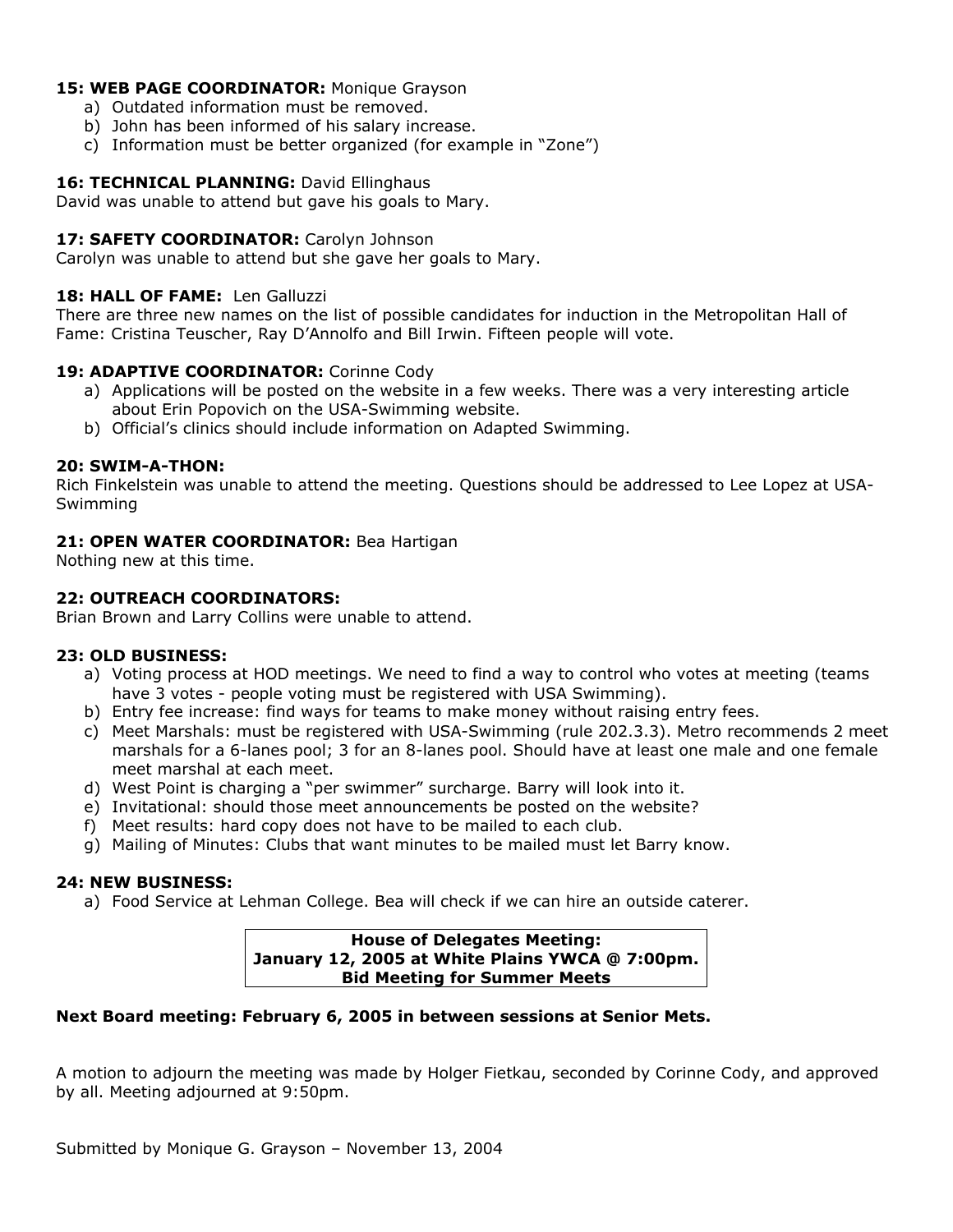**15: WEB PAGE COORDINATOR:** Monique Grayson

a) Outdated information must be removed.
b) John has been informed of his salary increase.
c) Information must be better organized (for example in "Zone")

**16: TECHNICAL PLANNING:** David Ellinghaus
David was unable to attend but gave his goals to Mary.

**17: SAFETY COORDINATOR:** Carolyn Johnson
Carolyn was unable to attend but she gave her goals to Mary.

**18: HALL OF FAME:** Len Galluzzi
There are three new names on the list of possible candidates for induction in the Metropolitan Hall of Fame: Cristina Teuscher, Ray D'Annolfo and Bill Irwin. Fifteen people will vote.

**19: ADAPTIVE COORDINATOR:** Corinne Cody

a) Applications will be posted on the website in a few weeks. There was a very interesting article about Erin Popovich on the USA-Swimming website.
b) Official's clinics should include information on Adapted Swimming.

**20: SWIM-A-THON:**
Rich Finkelstein was unable to attend the meeting. Questions should be addressed to Lee Lopez at USA-Swimming

**21: OPEN WATER COORDINATOR:** Bea Hartigan
Nothing new at this time.

**22: OUTREACH COORDINATORS:**
Brian Brown and Larry Collins were unable to attend.

**23: OLD BUSINESS:**

a) Voting process at HOD meetings. We need to find a way to control who votes at meeting (teams have 3 votes - people voting must be registered with USA Swimming).
b) Entry fee increase: find ways for teams to make money without raising entry fees.
c) Meet Marshals: must be registered with USA-Swimming (rule 202.3.3). Metro recommends 2 meet marshals for a 6-lanes pool; 3 for an 8-lanes pool. Should have at least one male and one female meet marshal at each meet.
d) West Point is charging a "per swimmer" surcharge. Barry will look into it.
e) Invitational: should those meet announcements be posted on the website?
f) Meet results: hard copy does not have to be mailed to each club.
g) Mailing of Minutes: Clubs that want minutes to be mailed must let Barry know.

**24: NEW BUSINESS:**

a) Food Service at Lehman College. Bea will check if we can hire an outside caterer.

**House of Delegates Meeting:**
**January 12, 2005 at White Plains YWCA @ 7:00pm.**
**Bid Meeting for Summer Meets**

**Next Board meeting: February 6, 2005 in between sessions at Senior Mets.**

A motion to adjourn the meeting was made by Holger Fietkau, seconded by Corinne Cody, and approved by all. Meeting adjourned at 9:50pm.

Submitted by Monique G. Grayson – November 13, 2004